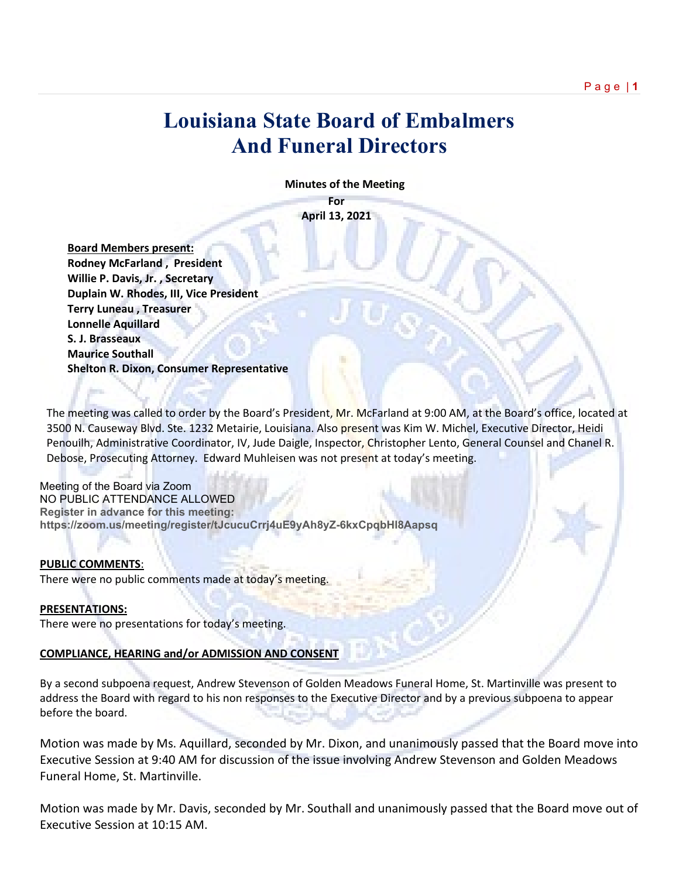# Louisiana State Board of Embalmers And Funeral Directors

**Minutes of the Meeting**

**For**

**April 13, 2021**

**Board Members present:**
**Rodney McFarland , President**
**Willie P. Davis, Jr. , Secretary**
**Duplain W. Rhodes, III, Vice President**
**Terry Luneau , Treasurer**
**Lonnelle Aquillard**
**S. J. Brasseaux**
**Maurice Southall**
**Shelton R. Dixon, Consumer Representative**

The meeting was called to order by the Board's President, Mr. McFarland at 9:00 AM, at the Board's office, located at 3500 N. Causeway Blvd. Ste. 1232 Metairie, Louisiana. Also present was Kim W. Michel, Executive Director, Heidi Penouilh, Administrative Coordinator, IV, Jude Daigle, Inspector, Christopher Lento, General Counsel and Chanel R. Debose, Prosecuting Attorney. Edward Muhleisen was not present at today's meeting.

Meeting of the Board via Zoom
NO PUBLIC ATTENDANCE ALLOWED
**Register in advance for this meeting:**
**https://zoom.us/meeting/register/tJcucuCrrj4uE9yAh8yZ-6kxCpqbHI8Aapsq**

**PUBLIC COMMENTS**:
There were no public comments made at today's meeting.

**PRESENTATIONS:**
There were no presentations for today's meeting.

**COMPLIANCE, HEARING and/or ADMISSION AND CONSENT**

By a second subpoena request, Andrew Stevenson of Golden Meadows Funeral Home, St. Martinville was present to address the Board with regard to his non responses to the Executive Director and by a previous subpoena to appear before the board.

Motion was made by Ms. Aquillard, seconded by Mr. Dixon, and unanimously passed that the Board move into Executive Session at 9:40 AM for discussion of the issue involving Andrew Stevenson and Golden Meadows Funeral Home, St. Martinville.

Motion was made by Mr. Davis, seconded by Mr. Southall and unanimously passed that the Board move out of Executive Session at 10:15 AM.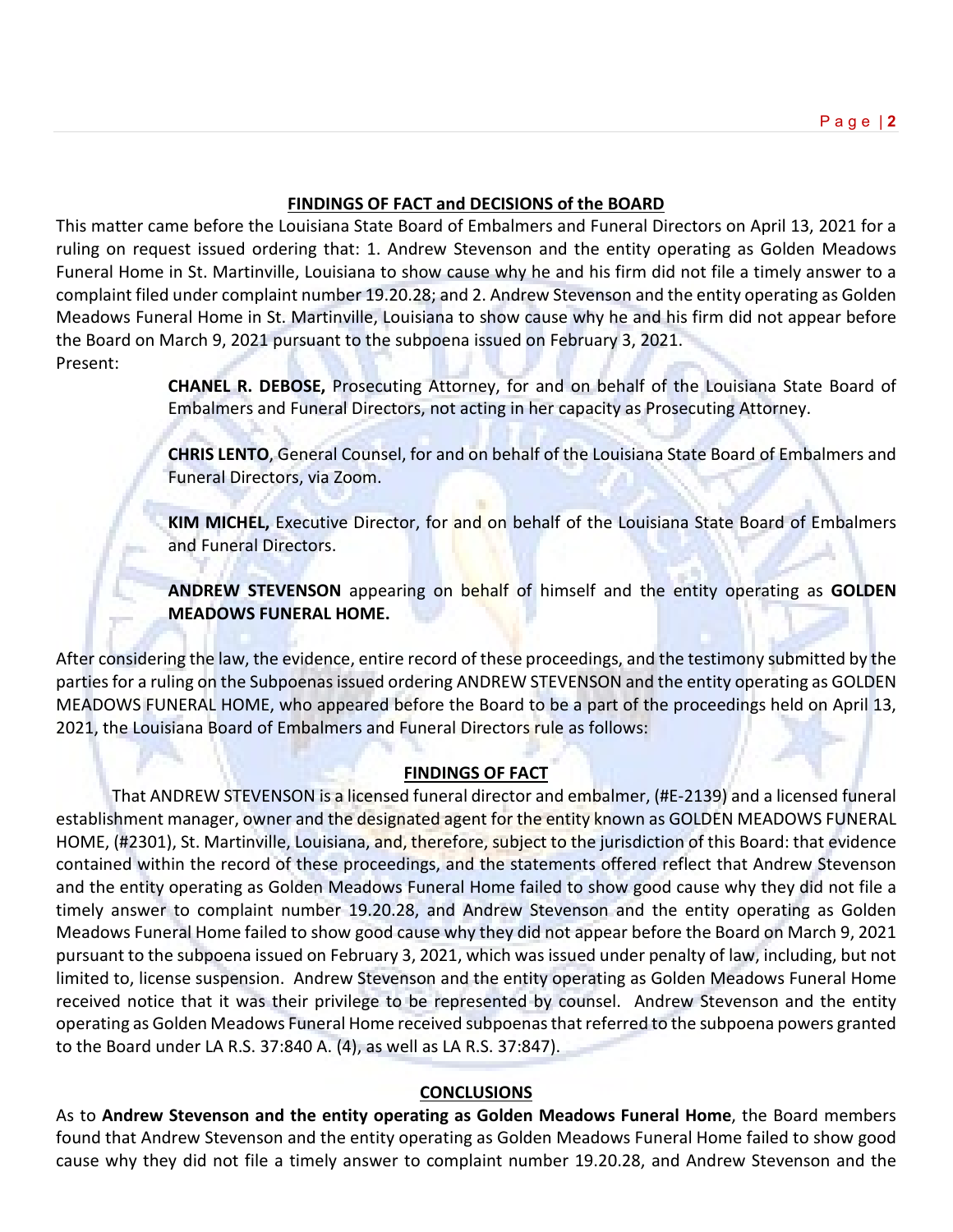## FINDINGS OF FACT and DECISIONS of the BOARD

This matter came before the Louisiana State Board of Embalmers and Funeral Directors on April 13, 2021 for a ruling on request issued ordering that: 1. Andrew Stevenson and the entity operating as Golden Meadows Funeral Home in St. Martinville, Louisiana to show cause why he and his firm did not file a timely answer to a complaint filed under complaint number 19.20.28; and 2. Andrew Stevenson and the entity operating as Golden Meadows Funeral Home in St. Martinville, Louisiana to show cause why he and his firm did not appear before the Board on March 9, 2021 pursuant to the subpoena issued on February 3, 2021.

Present:

> **CHANEL R. DEBOSE,** Prosecuting Attorney, for and on behalf of the Louisiana State Board of Embalmers and Funeral Directors, not acting in her capacity as Prosecuting Attorney.
>
> **CHRIS LENTO**, General Counsel, for and on behalf of the Louisiana State Board of Embalmers and Funeral Directors, via Zoom.
>
> **KIM MICHEL,** Executive Director, for and on behalf of the Louisiana State Board of Embalmers and Funeral Directors.
>
> **ANDREW STEVENSON** appearing on behalf of himself and the entity operating as **GOLDEN MEADOWS FUNERAL HOME.**

After considering the law, the evidence, entire record of these proceedings, and the testimony submitted by the parties for a ruling on the Subpoenas issued ordering ANDREW STEVENSON and the entity operating as GOLDEN MEADOWS FUNERAL HOME, who appeared before the Board to be a part of the proceedings held on April 13, 2021, the Louisiana Board of Embalmers and Funeral Directors rule as follows:

## FINDINGS OF FACT

That ANDREW STEVENSON is a licensed funeral director and embalmer, (#E-2139) and a licensed funeral establishment manager, owner and the designated agent for the entity known as GOLDEN MEADOWS FUNERAL HOME, (#2301), St. Martinville, Louisiana, and, therefore, subject to the jurisdiction of this Board: that evidence contained within the record of these proceedings, and the statements offered reflect that Andrew Stevenson and the entity operating as Golden Meadows Funeral Home failed to show good cause why they did not file a timely answer to complaint number 19.20.28, and Andrew Stevenson and the entity operating as Golden Meadows Funeral Home failed to show good cause why they did not appear before the Board on March 9, 2021 pursuant to the subpoena issued on February 3, 2021, which was issued under penalty of law, including, but not limited to, license suspension. Andrew Stevenson and the entity operating as Golden Meadows Funeral Home received notice that it was their privilege to be represented by counsel. Andrew Stevenson and the entity operating as Golden Meadows Funeral Home received subpoenas that referred to the subpoena powers granted to the Board under LA R.S. 37:840 A. (4), as well as LA R.S. 37:847).

## CONCLUSIONS

As to **Andrew Stevenson and the entity operating as Golden Meadows Funeral Home**, the Board members found that Andrew Stevenson and the entity operating as Golden Meadows Funeral Home failed to show good cause why they did not file a timely answer to complaint number 19.20.28, and Andrew Stevenson and the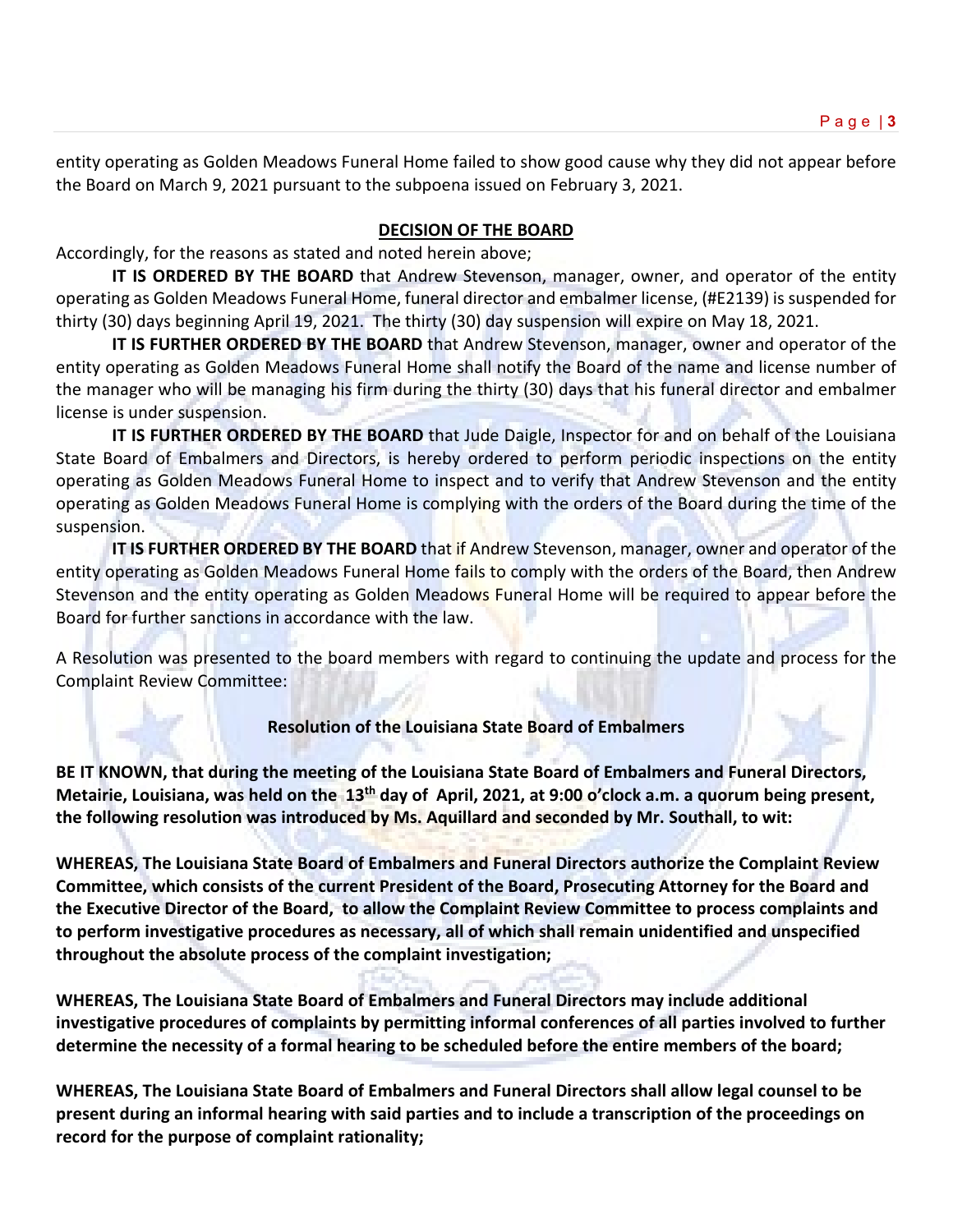entity operating as Golden Meadows Funeral Home failed to show good cause why they did not appear before the Board on March 9, 2021 pursuant to the subpoena issued on February 3, 2021.

**DECISION OF THE BOARD**

Accordingly, for the reasons as stated and noted herein above;

**IT IS ORDERED BY THE BOARD** that Andrew Stevenson, manager, owner, and operator of the entity operating as Golden Meadows Funeral Home, funeral director and embalmer license, (#E2139) is suspended for thirty (30) days beginning April 19, 2021. The thirty (30) day suspension will expire on May 18, 2021.

**IT IS FURTHER ORDERED BY THE BOARD** that Andrew Stevenson, manager, owner and operator of the entity operating as Golden Meadows Funeral Home shall notify the Board of the name and license number of the manager who will be managing his firm during the thirty (30) days that his funeral director and embalmer license is under suspension.

**IT IS FURTHER ORDERED BY THE BOARD** that Jude Daigle, Inspector for and on behalf of the Louisiana State Board of Embalmers and Directors, is hereby ordered to perform periodic inspections on the entity operating as Golden Meadows Funeral Home to inspect and to verify that Andrew Stevenson and the entity operating as Golden Meadows Funeral Home is complying with the orders of the Board during the time of the suspension.

**IT IS FURTHER ORDERED BY THE BOARD** that if Andrew Stevenson, manager, owner and operator of the entity operating as Golden Meadows Funeral Home fails to comply with the orders of the Board, then Andrew Stevenson and the entity operating as Golden Meadows Funeral Home will be required to appear before the Board for further sanctions in accordance with the law.

A Resolution was presented to the board members with regard to continuing the update and process for the Complaint Review Committee:

**Resolution of the Louisiana State Board of Embalmers**

**BE IT KNOWN, that during the meeting of the Louisiana State Board of Embalmers and Funeral Directors, Metairie, Louisiana, was held on the 13th day of April, 2021, at 9:00 o'clock a.m. a quorum being present, the following resolution was introduced by Ms. Aquillard and seconded by Mr. Southall, to wit:**

**WHEREAS, The Louisiana State Board of Embalmers and Funeral Directors authorize the Complaint Review Committee, which consists of the current President of the Board, Prosecuting Attorney for the Board and the Executive Director of the Board, to allow the Complaint Review Committee to process complaints and to perform investigative procedures as necessary, all of which shall remain unidentified and unspecified throughout the absolute process of the complaint investigation;**

**WHEREAS, The Louisiana State Board of Embalmers and Funeral Directors may include additional investigative procedures of complaints by permitting informal conferences of all parties involved to further determine the necessity of a formal hearing to be scheduled before the entire members of the board;**

**WHEREAS, The Louisiana State Board of Embalmers and Funeral Directors shall allow legal counsel to be present during an informal hearing with said parties and to include a transcription of the proceedings on record for the purpose of complaint rationality;**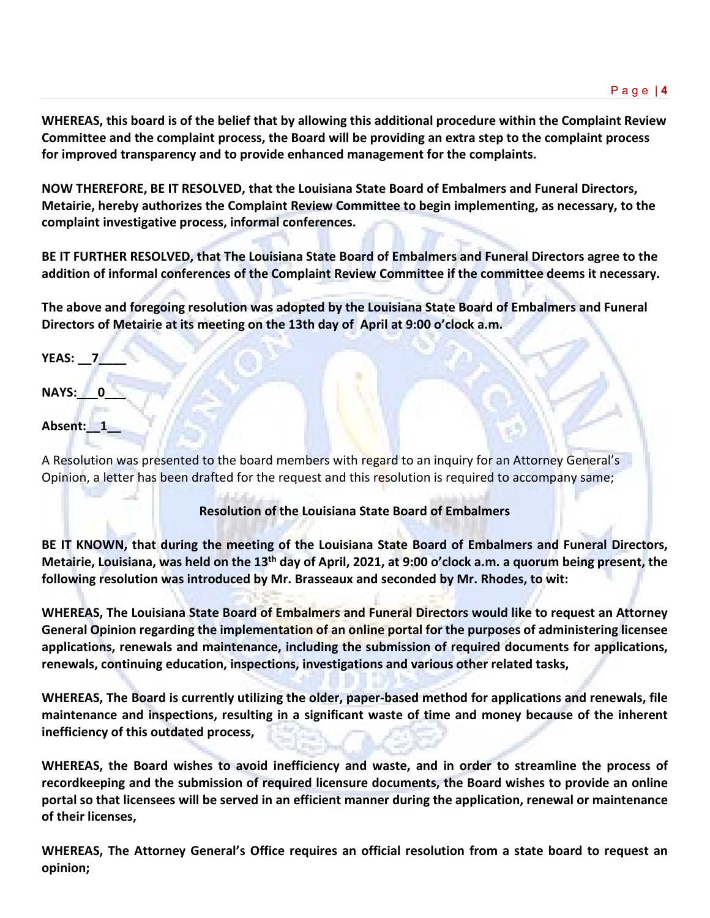**WHEREAS, this board is of the belief that by allowing this additional procedure within the Complaint Review Committee and the complaint process, the Board will be providing an extra step to the complaint process for improved transparency and to provide enhanced management for the complaints.**

**NOW THEREFORE, BE IT RESOLVED, that the Louisiana State Board of Embalmers and Funeral Directors, Metairie, hereby authorizes the Complaint Review Committee to begin implementing, as necessary, to the complaint investigative process, informal conferences.**

**BE IT FURTHER RESOLVED, that The Louisiana State Board of Embalmers and Funeral Directors agree to the addition of informal conferences of the Complaint Review Committee if the committee deems it necessary.**

**The above and foregoing resolution was adopted by the Louisiana State Board of Embalmers and Funeral Directors of Metairie at its meeting on the 13th day of April at 9:00 o'clock a.m.**

**YEAS: __7____**

**NAYS:___0___**

**Absent:__1__**

A Resolution was presented to the board members with regard to an inquiry for an Attorney General's Opinion, a letter has been drafted for the request and this resolution is required to accompany same;

**Resolution of the Louisiana State Board of Embalmers**

**BE IT KNOWN, that during the meeting of the Louisiana State Board of Embalmers and Funeral Directors, Metairie, Louisiana, was held on the 13th day of April, 2021, at 9:00 o'clock a.m. a quorum being present, the following resolution was introduced by Mr. Brasseaux and seconded by Mr. Rhodes, to wit:**

**WHEREAS, The Louisiana State Board of Embalmers and Funeral Directors would like to request an Attorney General Opinion regarding the implementation of an online portal for the purposes of administering licensee applications, renewals and maintenance, including the submission of required documents for applications, renewals, continuing education, inspections, investigations and various other related tasks,**

**WHEREAS, The Board is currently utilizing the older, paper-based method for applications and renewals, file maintenance and inspections, resulting in a significant waste of time and money because of the inherent inefficiency of this outdated process,**

**WHEREAS, the Board wishes to avoid inefficiency and waste, and in order to streamline the process of recordkeeping and the submission of required licensure documents, the Board wishes to provide an online portal so that licensees will be served in an efficient manner during the application, renewal or maintenance of their licenses,**

**WHEREAS, The Attorney General's Office requires an official resolution from a state board to request an opinion;**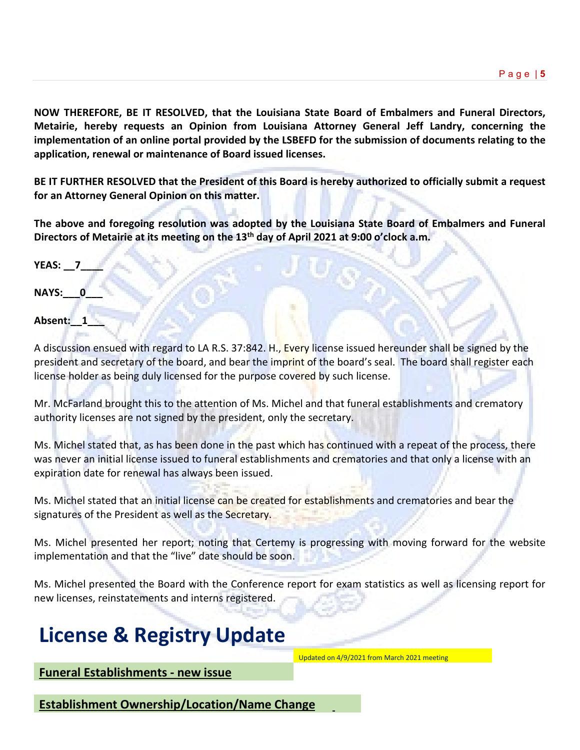**NOW THEREFORE, BE IT RESOLVED, that the Louisiana State Board of Embalmers and Funeral Directors, Metairie, hereby requests an Opinion from Louisiana Attorney General Jeff Landry, concerning the implementation of an online portal provided by the LSBEFD for the submission of documents relating to the application, renewal or maintenance of Board issued licenses.**

**BE IT FURTHER RESOLVED that the President of this Board is hereby authorized to officially submit a request for an Attorney General Opinion on this matter.**

**The above and foregoing resolution was adopted by the Louisiana State Board of Embalmers and Funeral Directors of Metairie at its meeting on the 13th day of April 2021 at 9:00 o'clock a.m.**

**YEAS: __7____**

**NAYS:___0___**

**Absent:__1___**

A discussion ensued with regard to LA R.S. 37:842. H., Every license issued hereunder shall be signed by the president and secretary of the board, and bear the imprint of the board's seal. The board shall register each license holder as being duly licensed for the purpose covered by such license.

Mr. McFarland brought this to the attention of Ms. Michel and that funeral establishments and crematory authority licenses are not signed by the president, only the secretary.

Ms. Michel stated that, as has been done in the past which has continued with a repeat of the process, there was never an initial license issued to funeral establishments and crematories and that only a license with an expiration date for renewal has always been issued.

Ms. Michel stated that an initial license can be created for establishments and crematories and bear the signatures of the President as well as the Secretary.

Ms. Michel presented her report; noting that Certemy is progressing with moving forward for the website implementation and that the "live" date should be soon.

Ms. Michel presented the Board with the Conference report for exam statistics as well as licensing report for new licenses, reinstatements and interns registered.

# License & Registry Update

Updated on 4/9/2021 from March 2021 meeting

**Funeral Establishments - new issue**

**Establishment Ownership/Location/Name Change**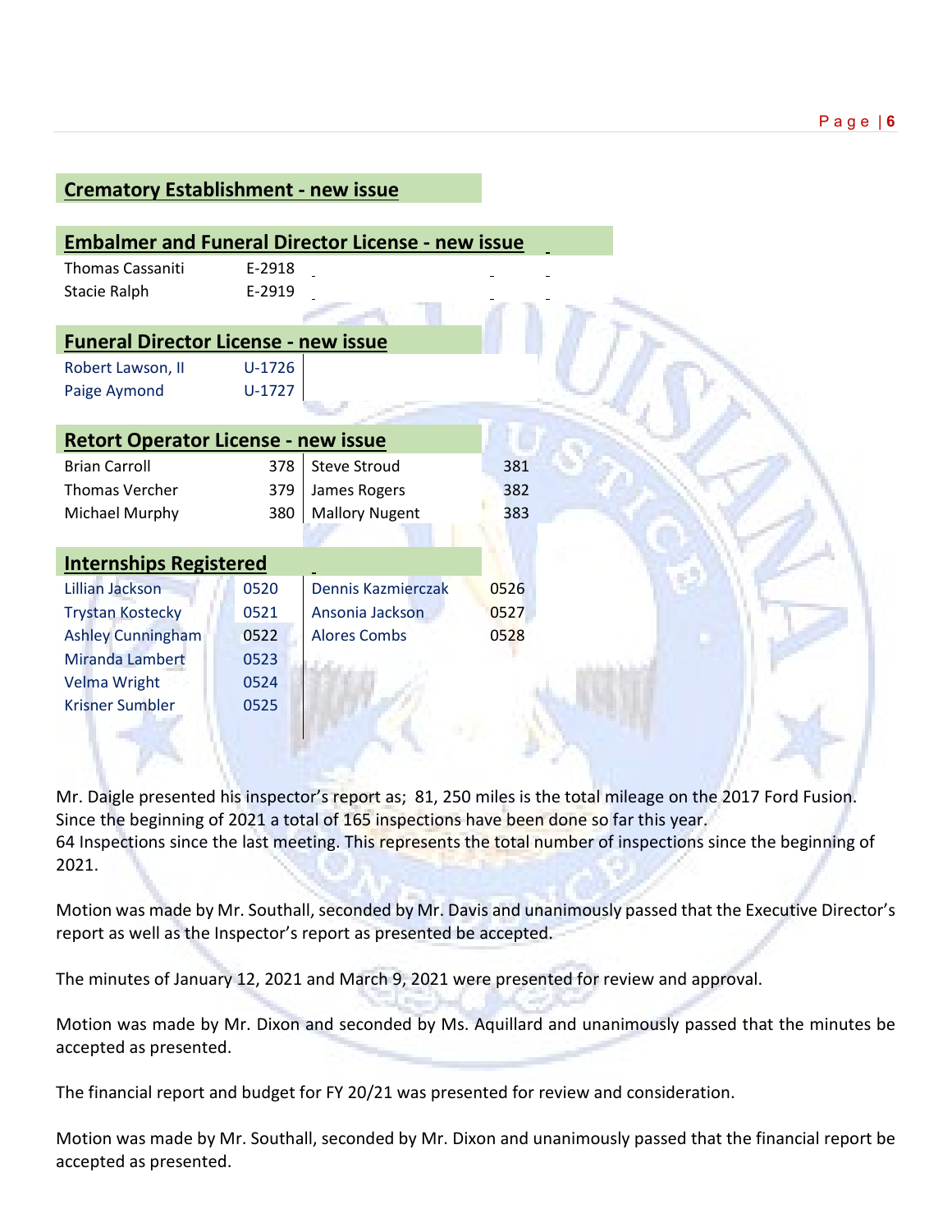**Crematory Establishment - new issue**

**Embalmer and Funeral Director License - new issue**

| Name | License |
|---|---|
| Thomas Cassaniti | E-2918 |
| Stacie Ralph | E-2919 |

**Funeral Director License - new issue**

| Name | License |
|---|---|
| Robert Lawson, II | U-1726 |
| Paige Aymond | U-1727 |

**Retort Operator License - new issue**

| Name | License | Name | License |
|---|---|---|---|
| Brian Carroll | 378 | Steve Stroud | 381 |
| Thomas Vercher | 379 | James Rogers | 382 |
| Michael Murphy | 380 | Mallory Nugent | 383 |

**Internships Registered**

| Name | Number | Name | Number |
|---|---|---|---|
| Lillian Jackson | 0520 | Dennis Kazmierczak | 0526 |
| Trystan Kostecky | 0521 | Ansonia Jackson | 0527 |
| Ashley Cunningham | 0522 | Alores Combs | 0528 |
| Miranda Lambert | 0523 | | |
| Velma Wright | 0524 | | |
| Krisner Sumbler | 0525 | | |

Mr. Daigle presented his inspector's report as; 81, 250 miles is the total mileage on the 2017 Ford Fusion. Since the beginning of 2021 a total of 165 inspections have been done so far this year.
64 Inspections since the last meeting. This represents the total number of inspections since the beginning of 2021.

Motion was made by Mr. Southall, seconded by Mr. Davis and unanimously passed that the Executive Director's report as well as the Inspector's report as presented be accepted.

The minutes of January 12, 2021 and March 9, 2021 were presented for review and approval.

Motion was made by Mr. Dixon and seconded by Ms. Aquillard and unanimously passed that the minutes be accepted as presented.

The financial report and budget for FY 20/21 was presented for review and consideration.

Motion was made by Mr. Southall, seconded by Mr. Dixon and unanimously passed that the financial report be accepted as presented.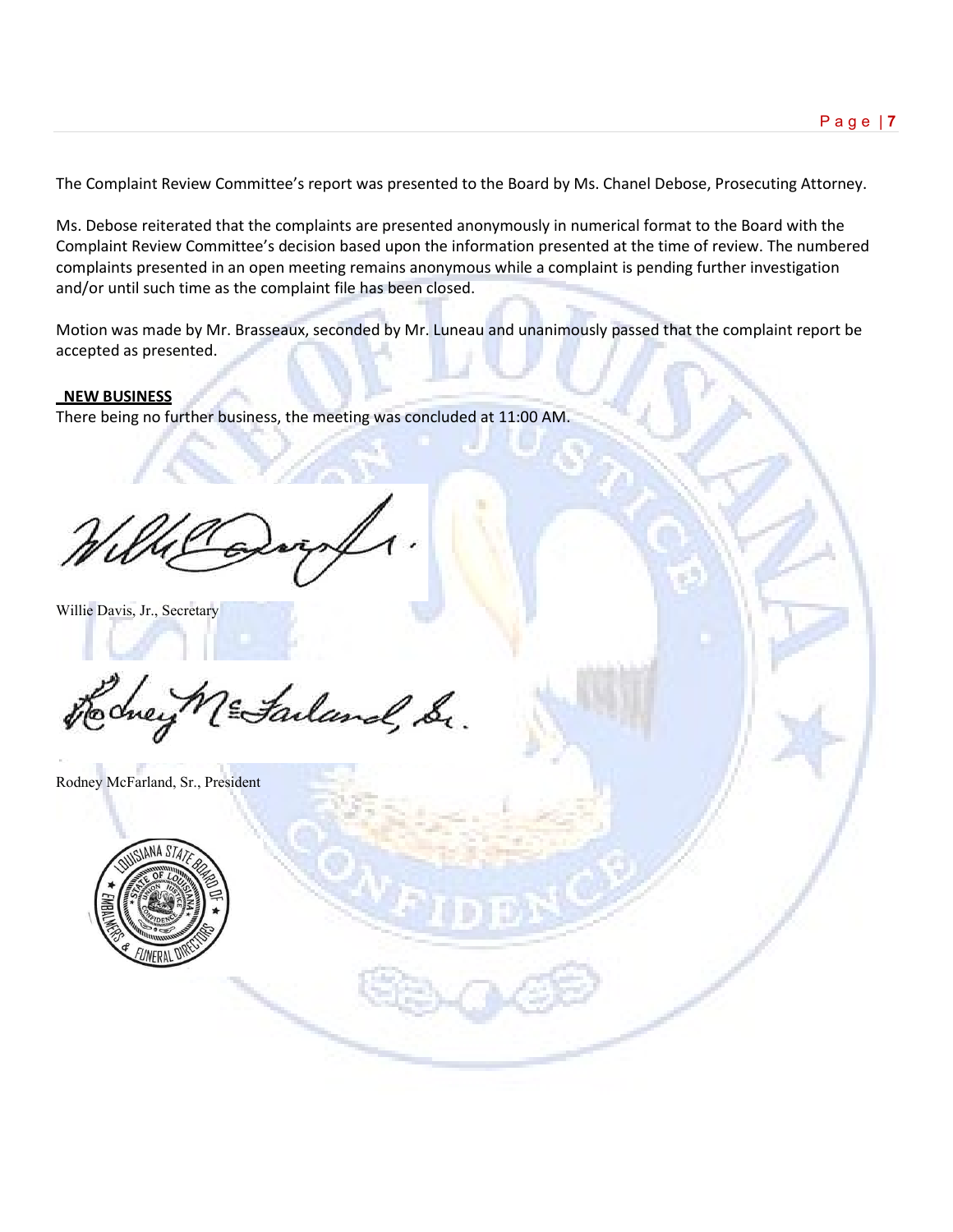The Complaint Review Committee's report was presented to the Board by Ms. Chanel Debose, Prosecuting Attorney.

Ms. Debose reiterated that the complaints are presented anonymously in numerical format to the Board with the Complaint Review Committee's decision based upon the information presented at the time of review. The numbered complaints presented in an open meeting remains anonymous while a complaint is pending further investigation and/or until such time as the complaint file has been closed.

Motion was made by Mr. Brasseaux, seconded by Mr. Luneau and unanimously passed that the complaint report be accepted as presented.

**NEW BUSINESS**

There being no further business, the meeting was concluded at 11:00 AM.

Willie Davis, Jr., Secretary

Rodney McFarland, Sr., President